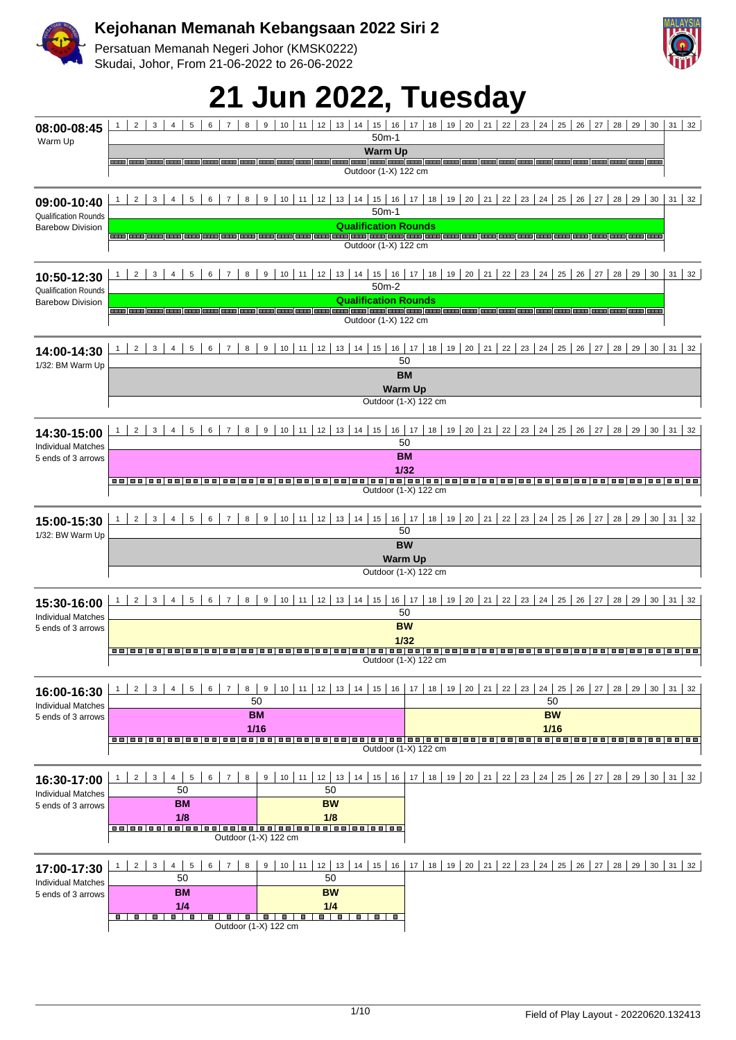# Kejohanan Memanah Kebangsaan 2022 Siri 2

Persatuan Memanah Negeri Johor (KMSK0222)
Skudai, Johor, From 21-06-2022 to 26-06-2022

# 21 Jun 2022, Tuesday

| Time | Session | Targets | Distance | Event | Target face |
|---|---|---|---|---|---|
| 08:00-08:45 | Warm Up | 1–30 | 50m-1 | Warm Up | Outdoor (1-X) 122 cm |
| 09:00-10:40 | Qualification Rounds, Barebow Division | 1–30 | 50m-1 | Qualification Rounds | Outdoor (1-X) 122 cm |
| 10:50-12:30 | Qualification Rounds, Barebow Division | 1–30 | 50m-2 | Qualification Rounds | Outdoor (1-X) 122 cm |
| 14:00-14:30 | 1/32: BM Warm Up | 1–32 | 50 | BM Warm Up | Outdoor (1-X) 122 cm |
| 14:30-15:00 | Individual Matches, 5 ends of 3 arrows | 1–32 | 50 | BM 1/32 | Outdoor (1-X) 122 cm |
| 15:00-15:30 | 1/32: BW Warm Up | 1–32 | 50 | BW Warm Up | Outdoor (1-X) 122 cm |
| 15:30-16:00 | Individual Matches, 5 ends of 3 arrows | 1–32 | 50 | BW 1/32 | Outdoor (1-X) 122 cm |
| 16:00-16:30 | Individual Matches, 5 ends of 3 arrows | 1–16 | 50 | BM 1/16 | Outdoor (1-X) 122 cm |
| | | 17–32 | 50 | BW 1/16 | Outdoor (1-X) 122 cm |
| 16:30-17:00 | Individual Matches, 5 ends of 3 arrows | 1–8 | 50 | BM 1/8 | Outdoor (1-X) 122 cm |
| | | 9–16 | 50 | BW 1/8 | Outdoor (1-X) 122 cm |
| 17:00-17:30 | Individual Matches, 5 ends of 3 arrows | 1–8 | 50 | BM 1/4 | Outdoor (1-X) 122 cm |
| | | 9–16 | 50 | BW 1/4 | Outdoor (1-X) 122 cm |

Field of Play Layout - 20220620.132413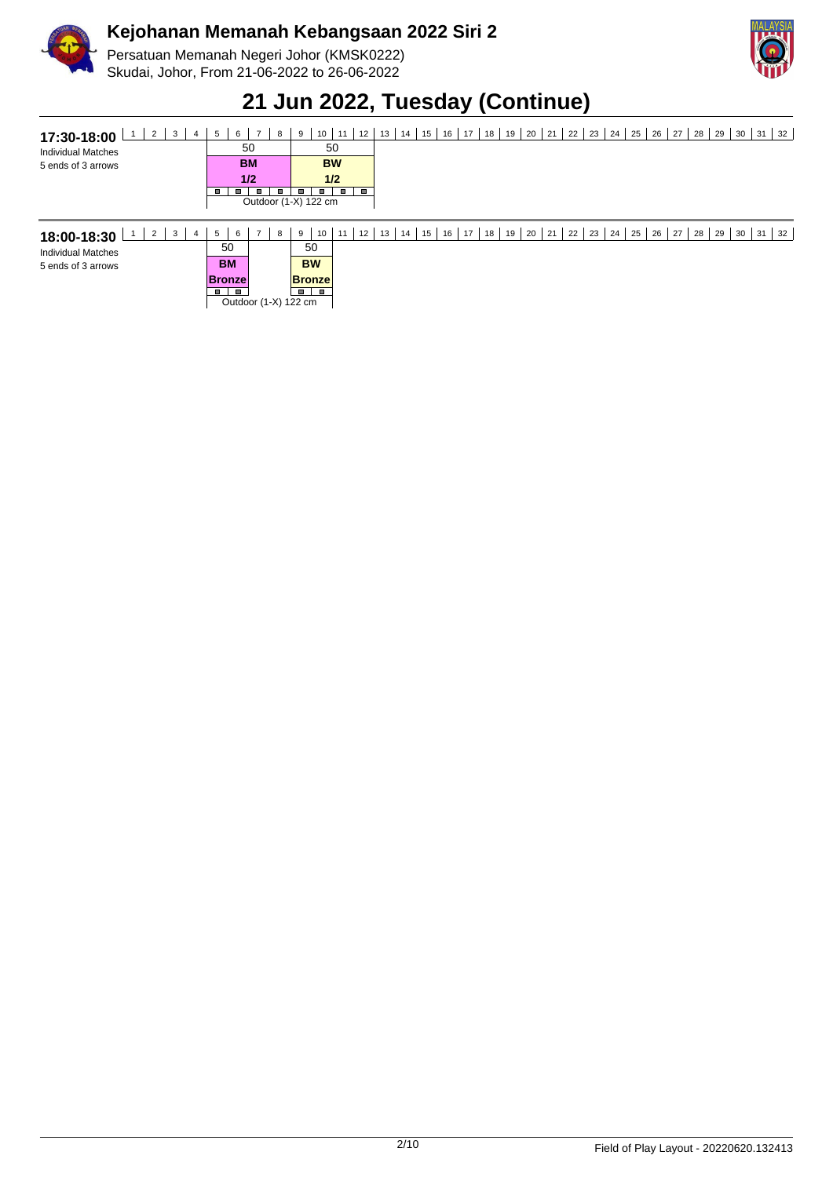# Kejohanan Memanah Kebangsaan 2022 Siri 2

Persatuan Memanah Negeri Johor (KMSK0222)
Skudai, Johor, From 21-06-2022 to 26-06-2022

## 21 Jun 2022, Tuesday (Continue)

**17:30-18:00**
Individual Matches
5 ends of 3 arrows

| 1 | 2 | 3 | 4 | 5 | 6 | 7 | 8 | 9 | 10 | 11 | 12 | 13 | 14 | 15 | 16 | 17 | 18 | 19 | 20 | 21 | 22 | 23 | 24 | 25 | 26 | 27 | 28 | 29 | 30 | 31 | 32 |
|---|---|---|---|---|---|---|---|---|---|---|---|---|---|---|---|---|---|---|---|---|---|---|---|---|---|---|---|---|---|---|---|
| | | | | 50 | | | | 50 | | | | | | | | | | | | | | | | | | | | | | | |
| | | | | **BM** **1/2** | | | | **BW** **1/2** | | | | | | | | | | | | | | | | | | | | | | | |
| | | | | Outdoor (1-X) 122 cm | | | | | | | | | | | | | | | | | | | | | | | | | | | |

**18:00-18:30**
Individual Matches
5 ends of 3 arrows

| 1 | 2 | 3 | 4 | 5 | 6 | 7 | 8 | 9 | 10 | 11 | 12 | 13 | 14 | 15 | 16 | 17 | 18 | 19 | 20 | 21 | 22 | 23 | 24 | 25 | 26 | 27 | 28 | 29 | 30 | 31 | 32 |
|---|---|---|---|---|---|---|---|---|---|---|---|---|---|---|---|---|---|---|---|---|---|---|---|---|---|---|---|---|---|---|---|
| | | | | 50 | | | | 50 | | | | | | | | | | | | | | | | | | | | | | | |
| | | | | **BM** **Bronze** | | | | **BW** **Bronze** | | | | | | | | | | | | | | | | | | | | | | | |
| | | | | Outdoor (1-X) 122 cm | | | | | | | | | | | | | | | | | | | | | | | | | | | |

Field of Play Layout - 20220620.132413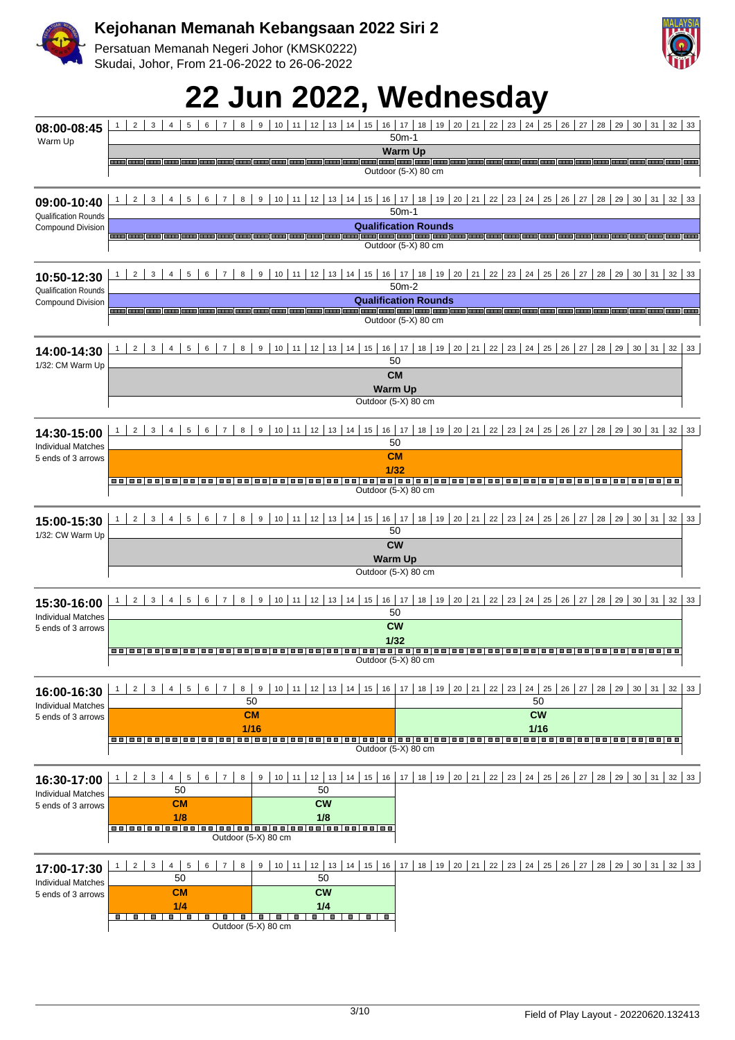**Kejohanan Memanah Kebangsaan 2022 Siri 2**

Persatuan Memanah Negeri Johor (KMSK0222)

Skudai, Johor, From 21-06-2022 to 26-06-2022

# 22 Jun 2022, Wednesday

## 08:00-08:45
Warm Up

Targets 1–33: 50m-1 — **Warm Up** — Outdoor (5-X) 80 cm

## 09:00-10:40
Qualification Rounds
Compound Division

Targets 1–33: 50m-1 — **Qualification Rounds** — Outdoor (5-X) 80 cm

## 10:50-12:30
Qualification Rounds
Compound Division

Targets 1–33: 50m-2 — **Qualification Rounds** — Outdoor (5-X) 80 cm

## 14:00-14:30
1/32: CM Warm Up

Targets 1–32: 50 — **CM** **Warm Up** — Outdoor (5-X) 80 cm

## 14:30-15:00
Individual Matches
5 ends of 3 arrows

Targets 1–32: 50 — **CM** **1/32** — Outdoor (5-X) 80 cm

## 15:00-15:30
1/32: CW Warm Up

Targets 1–32: 50 — **CW** **Warm Up** — Outdoor (5-X) 80 cm

## 15:30-16:00
Individual Matches
5 ends of 3 arrows

Targets 1–32: 50 — **CW** **1/32** — Outdoor (5-X) 80 cm

## 16:00-16:30
Individual Matches
5 ends of 3 arrows

| Targets | Distance | Category | Phase |
|---|---|---|---|
| 1–16 | 50 | **CM** | **1/16** |
| 17–32 | 50 | **CW** | **1/16** |

Outdoor (5-X) 80 cm

## 16:30-17:00
Individual Matches
5 ends of 3 arrows

| Targets | Distance | Category | Phase |
|---|---|---|---|
| 1–8 | 50 | **CM** | **1/8** |
| 9–16 | 50 | **CW** | **1/8** |

Outdoor (5-X) 80 cm

## 17:00-17:30
Individual Matches
5 ends of 3 arrows

| Targets | Distance | Category | Phase |
|---|---|---|---|
| 1–8 | 50 | **CM** | **1/4** |
| 9–16 | 50 | **CW** | **1/4** |

Outdoor (5-X) 80 cm

Field of Play Layout - 20220620.132413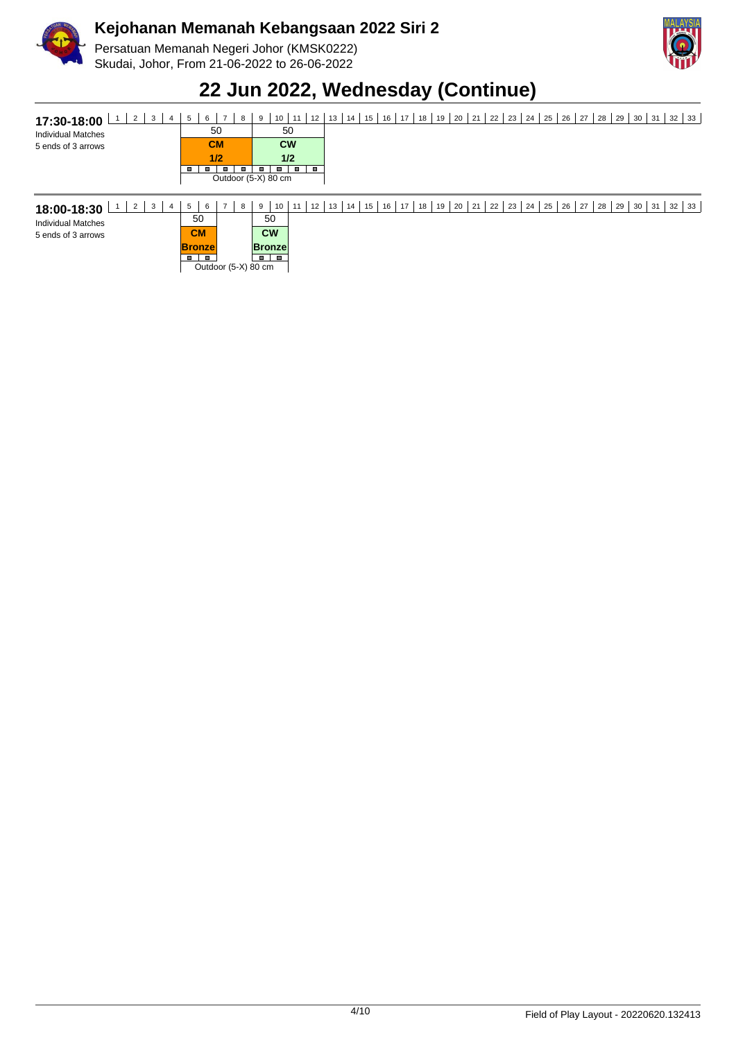# Kejohanan Memanah Kebangsaan 2022 Siri 2

Persatuan Memanah Negeri Johor (KMSK0222)
Skudai, Johor, From 21-06-2022 to 26-06-2022

## 22 Jun 2022, Wednesday (Continue)

**17:30-18:00**
Individual Matches
5 ends of 3 arrows

| Targets | Distance | Category | Phase | Target Face |
|---|---|---|---|---|
| 5-8 | 50 | CM | 1/2 | Outdoor (5-X) 80 cm |
| 9-12 | 50 | CW | 1/2 | Outdoor (5-X) 80 cm |

**18:00-18:30**
Individual Matches
5 ends of 3 arrows

| Targets | Distance | Category | Phase | Target Face |
|---|---|---|---|---|
| 5-6 | 50 | CM | Bronze | Outdoor (5-X) 80 cm |
| 9-10 | 50 | CW | Bronze | Outdoor (5-X) 80 cm |

Field of Play Layout - 20220620.132413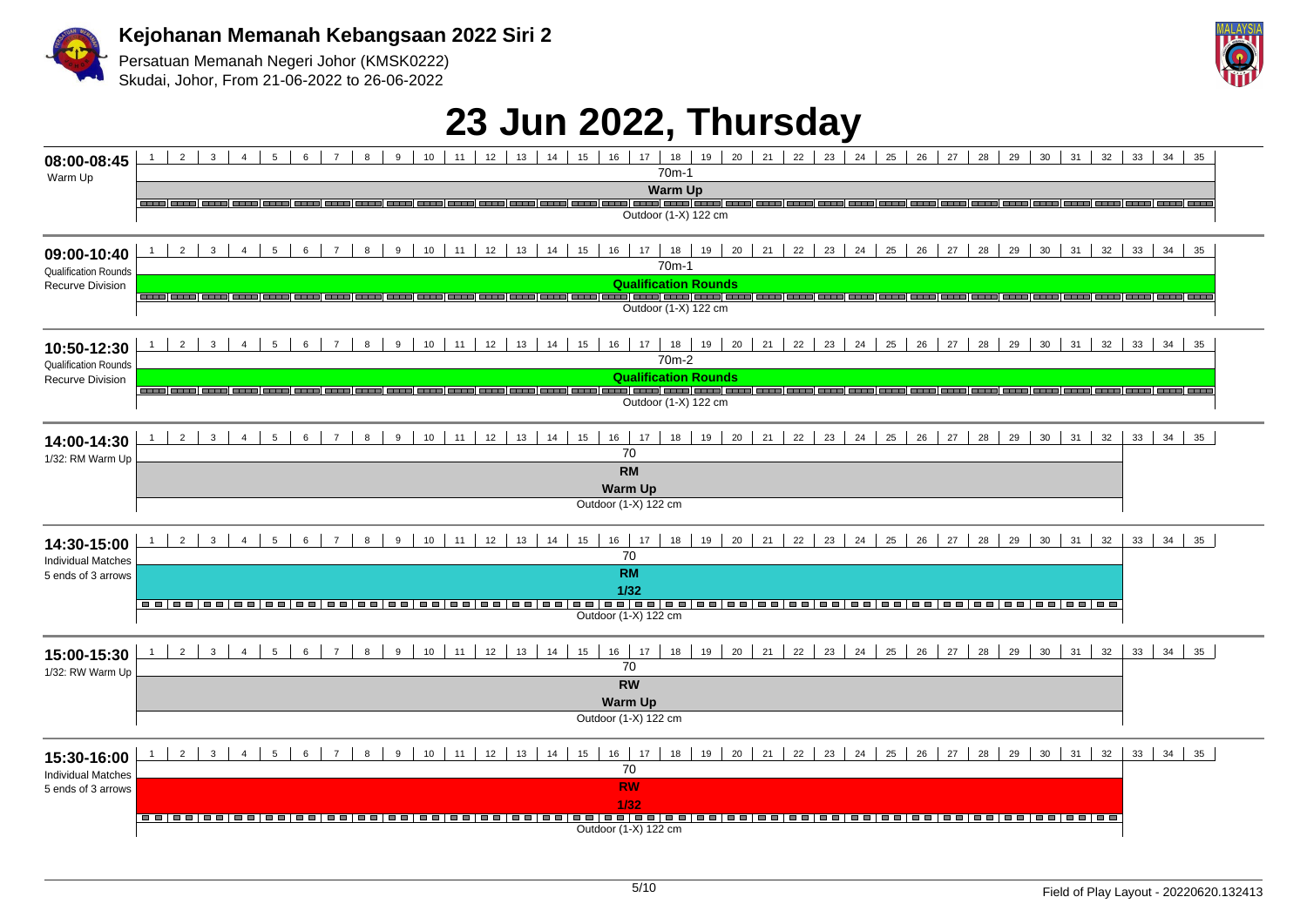**Kejohanan Memanah Kebangsaan 2022 Siri 2**

Persatuan Memanah Negeri Johor (KMSK0222)
Skudai, Johor, From 21-06-2022 to 26-06-2022

# 23 Jun 2022, Thursday

| Time | Session | Targets | Distance | Event | Target Face |
|---|---|---|---|---|---|
| 08:00-08:45 | Warm Up | 1–35 | 70m-1 | Warm Up | Outdoor (1-X) 122 cm |
| 09:00-10:40 | Qualification Rounds Recurve Division | 1–35 | 70m-1 | Qualification Rounds | Outdoor (1-X) 122 cm |
| 10:50-12:30 | Qualification Rounds Recurve Division | 1–35 | 70m-2 | Qualification Rounds | Outdoor (1-X) 122 cm |
| 14:00-14:30 | 1/32: RM Warm Up | 1–32 | 70 | RM Warm Up | Outdoor (1-X) 122 cm |
| 14:30-15:00 | Individual Matches 5 ends of 3 arrows | 1–32 | 70 | RM 1/32 | Outdoor (1-X) 122 cm |
| 15:00-15:30 | 1/32: RW Warm Up | 1–32 | 70 | RW Warm Up | Outdoor (1-X) 122 cm |
| 15:30-16:00 | Individual Matches 5 ends of 3 arrows | 1–32 | 70 | RW 1/32 | Outdoor (1-X) 122 cm |

Field of Play Layout - 20220620.132413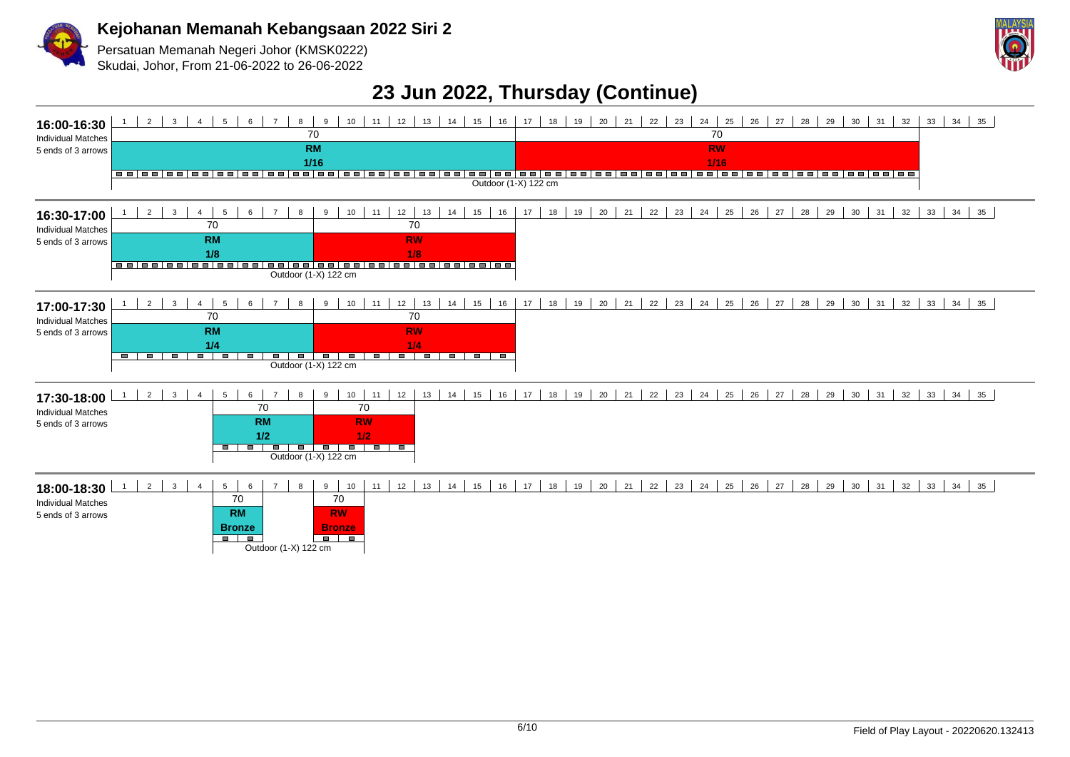## Kejohanan Memanah Kebangsaan 2022 Siri 2

Persatuan Memanah Negeri Johor (KMSK0222)
Skudai, Johor, From 21-06-2022 to 26-06-2022

# 23 Jun 2022, Thursday (Continue)

| Time | Format | Targets | Distance | Category | Phase | Target Face |
|---|---|---|---|---|---|---|
| 16:00-16:30 | Individual Matches, 5 ends of 3 arrows | 1-16 | 70 | RM | 1/16 | Outdoor (1-X) 122 cm |
| | | 17-32 | 70 | RW | 1/16 | Outdoor (1-X) 122 cm |
| 16:30-17:00 | Individual Matches, 5 ends of 3 arrows | 1-8 | 70 | RM | 1/8 | Outdoor (1-X) 122 cm |
| | | 9-16 | 70 | RW | 1/8 | Outdoor (1-X) 122 cm |
| 17:00-17:30 | Individual Matches, 5 ends of 3 arrows | 1-8 | 70 | RM | 1/4 | Outdoor (1-X) 122 cm |
| | | 9-16 | 70 | RW | 1/4 | Outdoor (1-X) 122 cm |
| 17:30-18:00 | Individual Matches, 5 ends of 3 arrows | 5-8 | 70 | RM | 1/2 | Outdoor (1-X) 122 cm |
| | | 9-12 | 70 | RW | 1/2 | Outdoor (1-X) 122 cm |
| 18:00-18:30 | Individual Matches, 5 ends of 3 arrows | 5-6 | 70 | RM | Bronze | Outdoor (1-X) 122 cm |
| | | 9-10 | 70 | RW | Bronze | Outdoor (1-X) 122 cm |

Field of Play Layout - 20220620.132413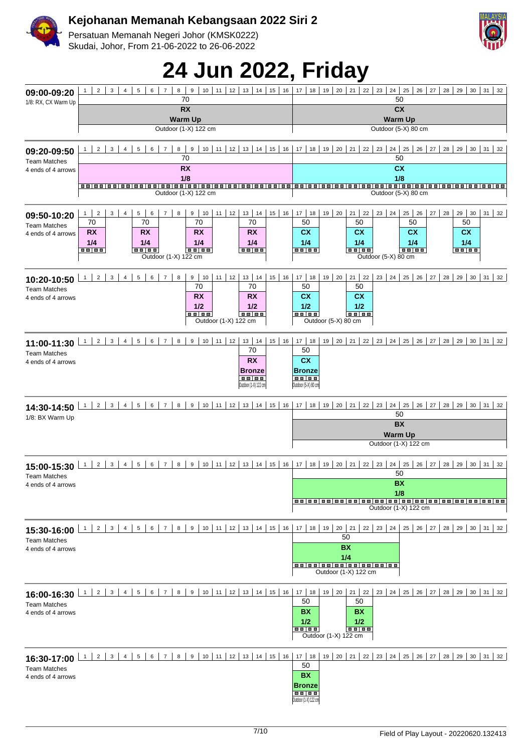# Kejohanan Memanah Kebangsaan 2022 Siri 2

Persatuan Memanah Negeri Johor (KMSK0222)
Skudai, Johor, From 21-06-2022 to 26-06-2022

# 24 Jun 2022, Friday

| Time | Session | Targets | Distance | Division | Phase | Field |
|---|---|---|---|---|---|---|
| 09:00-09:20 | 1/8: RX, CX Warm Up | 1–16 | 70 | RX | Warm Up | Outdoor (1-X) 122 cm |
| | | 17–32 | 50 | CX | Warm Up | Outdoor (5-X) 80 cm |
| 09:20-09:50 | Team Matches, 4 ends of 4 arrows | 1–16 | 70 | RX | 1/8 | Outdoor (1-X) 122 cm |
| | | 17–32 | 50 | CX | 1/8 | Outdoor (5-X) 80 cm |
| 09:50-10:20 | Team Matches, 4 ends of 4 arrows | 1–2, 5–6, 9–10, 13–14 | 70 | RX | 1/4 | Outdoor (1-X) 122 cm |
| | | 17–18, 21–22, 25–26, 29–30 | 50 | CX | 1/4 | Outdoor (5-X) 80 cm |
| 10:20-10:50 | Team Matches, 4 ends of 4 arrows | 9–10, 13–14 | 70 | RX | 1/2 | Outdoor (1-X) 122 cm |
| | | 17–18, 21–22 | 50 | CX | 1/2 | Outdoor (5-X) 80 cm |
| 11:00-11:30 | Team Matches, 4 ends of 4 arrows | 13–14 | 70 | RX | Bronze | Outdoor (1-X) 122 cm |
| | | 17–18 | 50 | CX | Bronze | Outdoor (5-X) 80 cm |
| 14:30-14:50 | 1/8: BX Warm Up | 17–32 | 50 | BX | Warm Up | Outdoor (1-X) 122 cm |
| 15:00-15:30 | Team Matches, 4 ends of 4 arrows | 17–32 | 50 | BX | 1/8 | Outdoor (1-X) 122 cm |
| 15:30-16:00 | Team Matches, 4 ends of 4 arrows | 17–24 | 50 | BX | 1/4 | Outdoor (1-X) 122 cm |
| 16:00-16:30 | Team Matches, 4 ends of 4 arrows | 17–18, 21–22 | 50 | BX | 1/2 | Outdoor (1-X) 122 cm |
| 16:30-17:00 | Team Matches, 4 ends of 4 arrows | 17–18 | 50 | BX | Bronze | Outdoor (1-X) 122 cm |

Field of Play Layout - 20220620.132413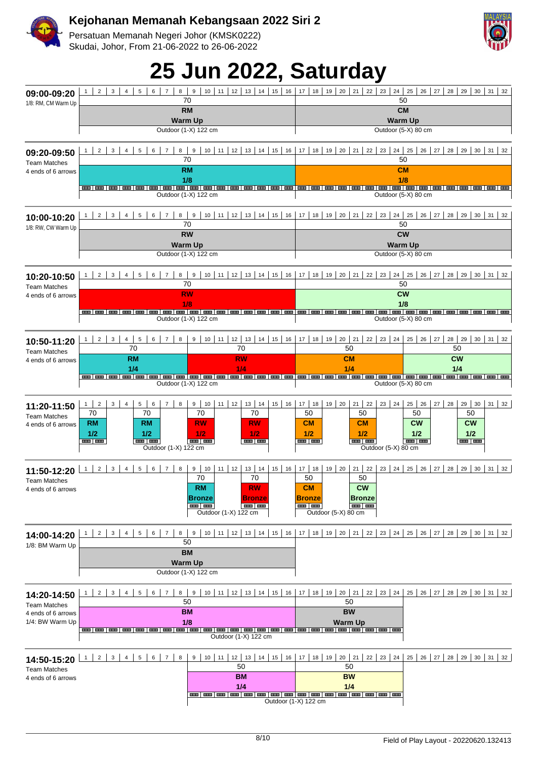# Kejohanan Memanah Kebangsaan 2022 Siri 2

Persatuan Memanah Negeri Johor (KMSK0222)
Skudai, Johor, From 21-06-2022 to 26-06-2022

# 25 Jun 2022, Saturday

| Time | Targets 1–16 | Targets 17–32 |
|---|---|---|
| **09:00-09:20**<br>1/8: RM, CM Warm Up | 70<br>**RM**<br>**Warm Up**<br>Outdoor (1-X) 122 cm | 50<br>**CM**<br>**Warm Up**<br>Outdoor (5-X) 80 cm |
| **09:20-09:50**<br>Team Matches<br>4 ends of 6 arrows | 70<br>**RM**<br>**1/8**<br>Outdoor (1-X) 122 cm | 50<br>**CM**<br>**1/8**<br>Outdoor (5-X) 80 cm |
| **10:00-10:20**<br>1/8: RW, CW Warm Up | 70<br>**RW**<br>**Warm Up**<br>Outdoor (1-X) 122 cm | 50<br>**CW**<br>**Warm Up**<br>Outdoor (5-X) 80 cm |
| **10:20-10:50**<br>Team Matches<br>4 ends of 6 arrows | 70<br>**RW**<br>**1/8**<br>Outdoor (1-X) 122 cm | 50<br>**CW**<br>**1/8**<br>Outdoor (5-X) 80 cm |

| Time | Targets 1–8 | Targets 9–16 | Targets 17–24 | Targets 25–32 |
|---|---|---|---|---|
| **10:50-11:20**<br>Team Matches<br>4 ends of 6 arrows | 70 **RM** **1/4** | 70 **RW** **1/4** | 50 **CM** **1/4** | 50 **CW** **1/4** |

(Targets 1–16: Outdoor (1-X) 122 cm; Targets 17–32: Outdoor (5-X) 80 cm)

| Time | Targets 1–2 | Targets 5–6 | Targets 9–10 | Targets 13–14 | Targets 17–18 | Targets 21–22 | Targets 25–26 | Targets 29–30 |
|---|---|---|---|---|---|---|---|---|
| **11:20-11:50**<br>Team Matches<br>4 ends of 6 arrows | 70 **RM** **1/2** | 70 **RM** **1/2** | 70 **RW** **1/2** | 70 **RW** **1/2** | 50 **CM** **1/2** | 50 **CM** **1/2** | 50 **CW** **1/2** | 50 **CW** **1/2** |
| **11:50-12:20**<br>Team Matches<br>4 ends of 6 arrows | | | 70 **RM** **Bronze** | 70 **RW** **Bronze** | 50 **CM** **Bronze** | 50 **CW** **Bronze** | | |

(11:20-11:50: Targets 1–16 Outdoor (1-X) 122 cm; Targets 17–32 Outdoor (5-X) 80 cm. 11:50-12:20: Targets 9–14 Outdoor (1-X) 122 cm; Targets 17–22 Outdoor (5-X) 80 cm)

| Time | Targets | Event |
|---|---|---|
| **14:00-14:20**<br>1/8: BM Warm Up | 1–16 | 50 **BM** **Warm Up** Outdoor (1-X) 122 cm |
| **14:20-14:50**<br>Team Matches<br>4 ends of 6 arrows<br>1/4: BW Warm Up | 1–16 | 50 **BM** **1/8** |
| | 17–24 | 50 **BW** **Warm Up** |
| | | Outdoor (1-X) 122 cm |
| **14:50-15:20**<br>Team Matches<br>4 ends of 6 arrows | 9–16 | 50 **BM** **1/4** |
| | 17–24 | 50 **BW** **1/4** |
| | | Outdoor (1-X) 122 cm |

Field of Play Layout - 20220620.132413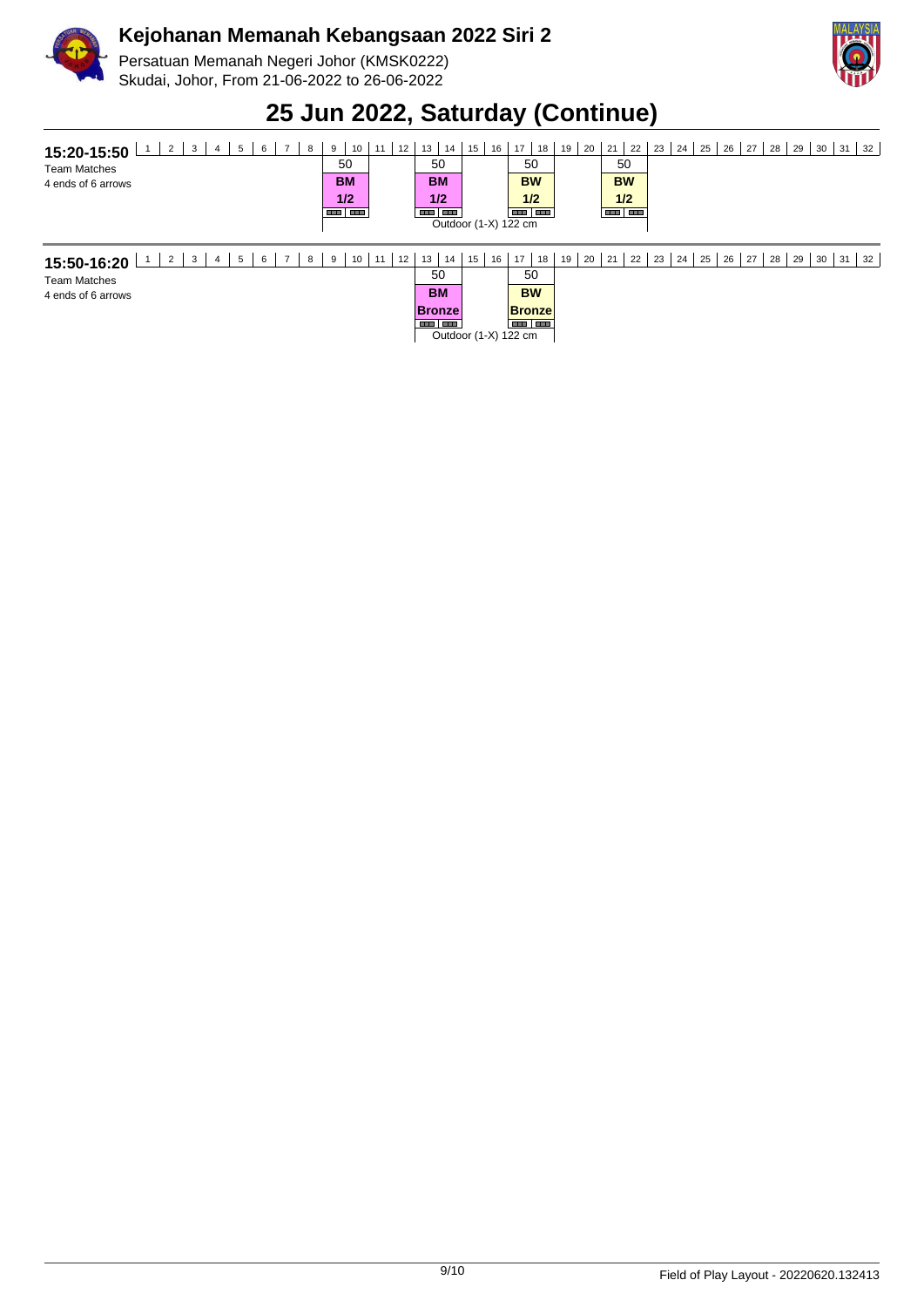# Kejohanan Memanah Kebangsaan 2022 Siri 2

Persatuan Memanah Negeri Johor (KMSK0222)
Skudai, Johor, From 21-06-2022 to 26-06-2022

## 25 Jun 2022, Saturday (Continue)

**15:20-15:50**
Team Matches
4 ends of 6 arrows

| 1 | 2 | 3 | 4 | 5 | 6 | 7 | 8 | 9 | 10 | 11 | 12 | 13 | 14 | 15 | 16 | 17 | 18 | 19 | 20 | 21 | 22 | 23 | 24 | 25 | 26 | 27 | 28 | 29 | 30 | 31 | 32 |
|---|---|---|---|---|---|---|---|---|---|---|---|---|---|---|---|---|---|---|---|---|---|---|---|---|---|---|---|---|---|---|---|
| | | | | | | | | 50 | | | | 50 | | | | 50 | | | | 50 | | | | | | | | | | | |
| | | | | | | | | BM | | | | BM | | | | BW | | | | BW | | | | | | | | | | | |
| | | | | | | | | 1/2 | | | | 1/2 | | | | 1/2 | | | | 1/2 | | | | | | | | | | | |

Outdoor (1-X) 122 cm

**15:50-16:20**
Team Matches
4 ends of 6 arrows

| 1 | 2 | 3 | 4 | 5 | 6 | 7 | 8 | 9 | 10 | 11 | 12 | 13 | 14 | 15 | 16 | 17 | 18 | 19 | 20 | 21 | 22 | 23 | 24 | 25 | 26 | 27 | 28 | 29 | 30 | 31 | 32 |
|---|---|---|---|---|---|---|---|---|---|---|---|---|---|---|---|---|---|---|---|---|---|---|---|---|---|---|---|---|---|---|---|
| | | | | | | | | | | | | 50 | | | | 50 | | | | | | | | | | | | | | | |
| | | | | | | | | | | | | BM | | | | BW | | | | | | | | | | | | | | | |
| | | | | | | | | | | | | Bronze | | | | Bronze | | | | | | | | | | | | | | | |

Outdoor (1-X) 122 cm

Field of Play Layout - 20220620.132413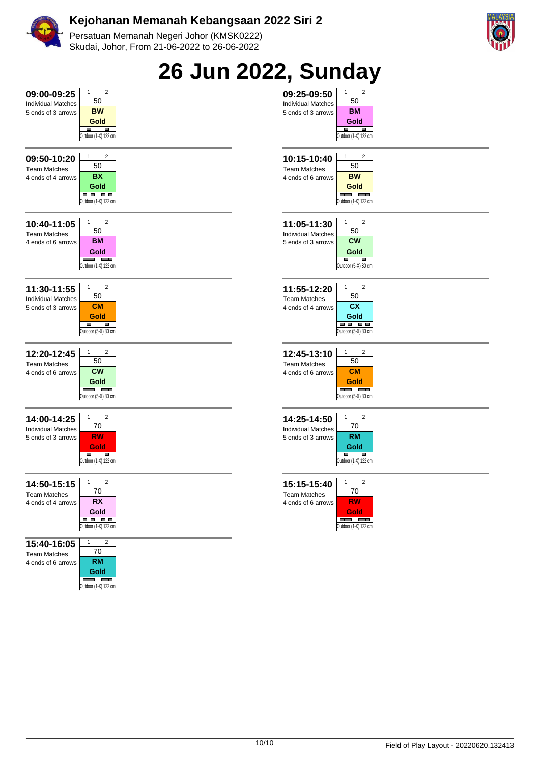## Kejohanan Memanah Kebangsaan 2022 Siri 2

Persatuan Memanah Negeri Johor (KMSK0222)
Skudai, Johor, From 21-06-2022 to 26-06-2022

# 26 Jun 2022, Sunday

| Time | Type | Ends | Targets | Distance | Category | Phase | Target Face |
|---|---|---|---|---|---|---|---|
| 09:00-09:25 | Individual Matches | 5 ends of 3 arrows | 1, 2 | 50 | BW | Gold | Outdoor (1-X) 122 cm |
| 09:25-09:50 | Individual Matches | 5 ends of 3 arrows | 1, 2 | 50 | BM | Gold | Outdoor (1-X) 122 cm |
| 09:50-10:20 | Team Matches | 4 ends of 4 arrows | 1, 2 | 50 | BX | Gold | Outdoor (1-X) 122 cm |
| 10:15-10:40 | Team Matches | 4 ends of 6 arrows | 1, 2 | 50 | BW | Gold | Outdoor (1-X) 122 cm |
| 10:40-11:05 | Team Matches | 4 ends of 6 arrows | 1, 2 | 50 | BM | Gold | Outdoor (1-X) 122 cm |
| 11:05-11:30 | Individual Matches | 5 ends of 3 arrows | 1, 2 | 50 | CW | Gold | Outdoor (5-X) 80 cm |
| 11:30-11:55 | Individual Matches | 5 ends of 3 arrows | 1, 2 | 50 | CM | Gold | Outdoor (5-X) 80 cm |
| 11:55-12:20 | Team Matches | 4 ends of 4 arrows | 1, 2 | 50 | CX | Gold | Outdoor (5-X) 80 cm |
| 12:20-12:45 | Team Matches | 4 ends of 6 arrows | 1, 2 | 50 | CW | Gold | Outdoor (5-X) 80 cm |
| 12:45-13:10 | Team Matches | 4 ends of 6 arrows | 1, 2 | 50 | CM | Gold | Outdoor (5-X) 80 cm |
| 14:00-14:25 | Individual Matches | 5 ends of 3 arrows | 1, 2 | 70 | RW | Gold | Outdoor (1-X) 122 cm |
| 14:25-14:50 | Individual Matches | 5 ends of 3 arrows | 1, 2 | 70 | RM | Gold | Outdoor (1-X) 122 cm |
| 14:50-15:15 | Team Matches | 4 ends of 4 arrows | 1, 2 | 70 | RX | Gold | Outdoor (1-X) 122 cm |
| 15:15-15:40 | Team Matches | 4 ends of 6 arrows | 1, 2 | 70 | RW | Gold | Outdoor (1-X) 122 cm |
| 15:40-16:05 | Team Matches | 4 ends of 6 arrows | 1, 2 | 70 | RM | Gold | Outdoor (1-X) 122 cm |

Field of Play Layout - 20220620.132413